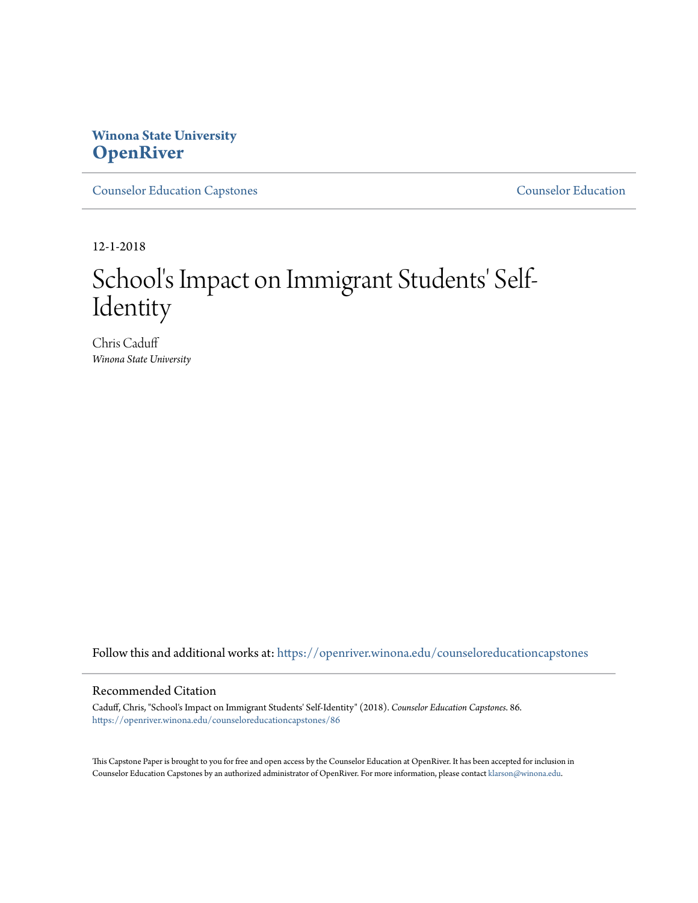Winona State University
**OpenRiver**

Counselor Education Capstones | Counselor Education

12-1-2018

# School's Impact on Immigrant Students' Self-Identity

Chris Caduff
*Winona State University*

Follow this and additional works at: https://openriver.winona.edu/counseloreducationcapstones

## Recommended Citation

Caduff, Chris, "School's Impact on Immigrant Students' Self-Identity" (2018). *Counselor Education Capstones*. 86.
https://openriver.winona.edu/counseloreducationcapstones/86

This Capstone Paper is brought to you for free and open access by the Counselor Education at OpenRiver. It has been accepted for inclusion in Counselor Education Capstones by an authorized administrator of OpenRiver. For more information, please contact klarson@winona.edu.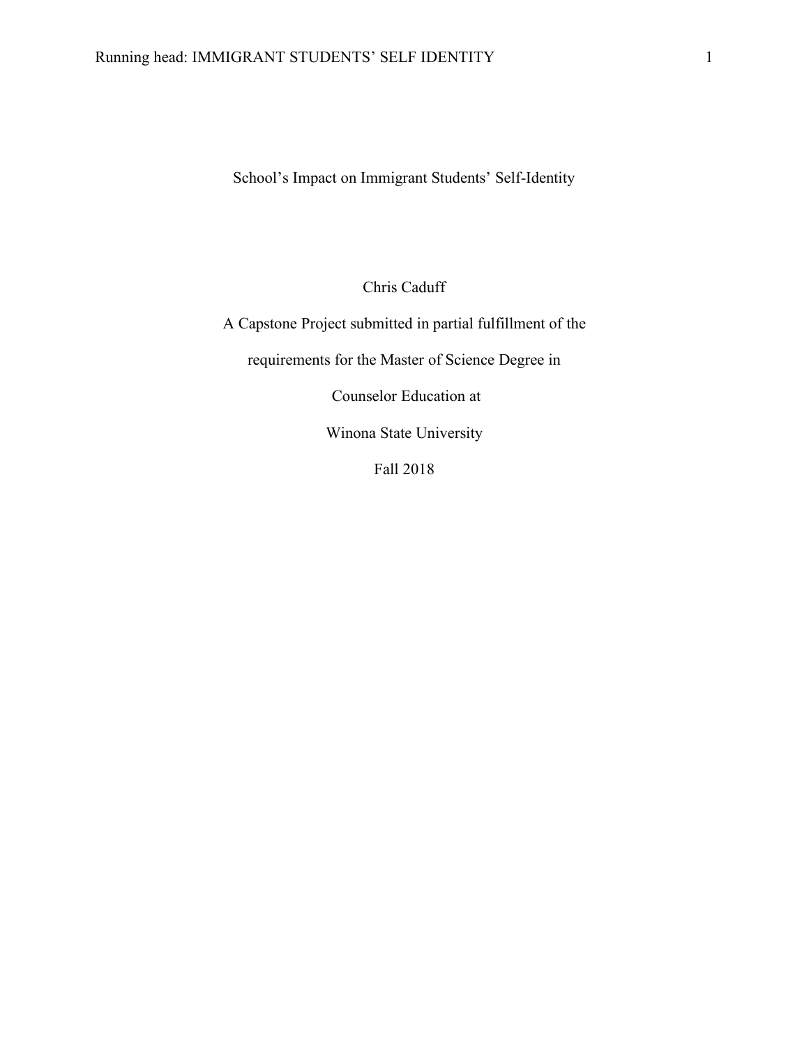# School's Impact on Immigrant Students' Self-Identity

Chris Caduff

A Capstone Project submitted in partial fulfillment of the

requirements for the Master of Science Degree in

Counselor Education at

Winona State University

Fall 2018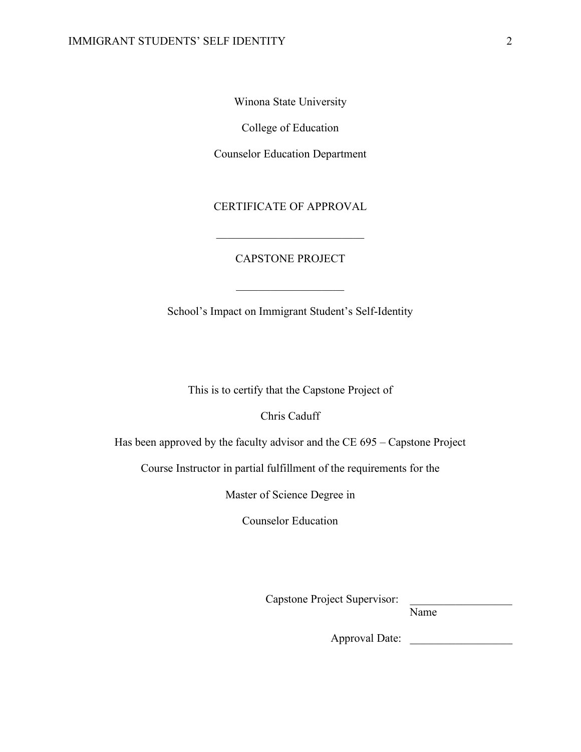Winona State University

College of Education

Counselor Education Department

CERTIFICATE OF APPROVAL

\_\_\_\_\_\_\_\_\_\_\_\_\_\_\_\_\_\_\_\_\_\_\_\_\_\_

CAPSTONE PROJECT

\_\_\_\_\_\_\_\_\_\_\_\_\_\_\_\_\_\_\_

School's Impact on Immigrant Student's Self-Identity

This is to certify that the Capstone Project of

Chris Caduff

Has been approved by the faculty advisor and the CE 695 – Capstone Project

Course Instructor in partial fulfillment of the requirements for the

Master of Science Degree in

Counselor Education

Capstone Project Supervisor: \_\_\_\_\_\_\_\_\_\_\_\_\_\_\_\_\_\_

Name

Approval Date: \_\_\_\_\_\_\_\_\_\_\_\_\_\_\_\_\_\_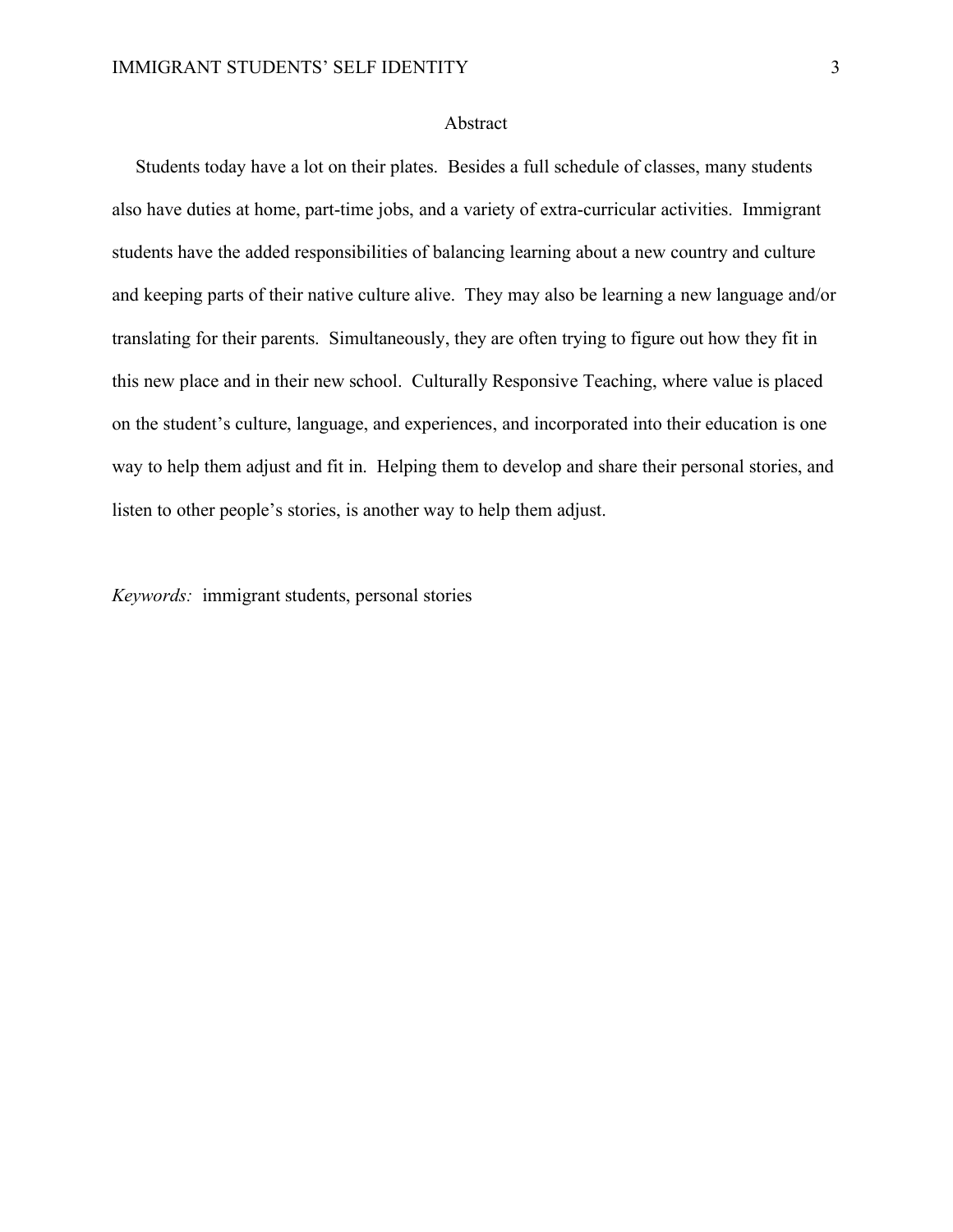# Abstract

Students today have a lot on their plates. Besides a full schedule of classes, many students also have duties at home, part-time jobs, and a variety of extra-curricular activities. Immigrant students have the added responsibilities of balancing learning about a new country and culture and keeping parts of their native culture alive. They may also be learning a new language and/or translating for their parents. Simultaneously, they are often trying to figure out how they fit in this new place and in their new school. Culturally Responsive Teaching, where value is placed on the student's culture, language, and experiences, and incorporated into their education is one way to help them adjust and fit in. Helping them to develop and share their personal stories, and listen to other people's stories, is another way to help them adjust.

*Keywords:* immigrant students, personal stories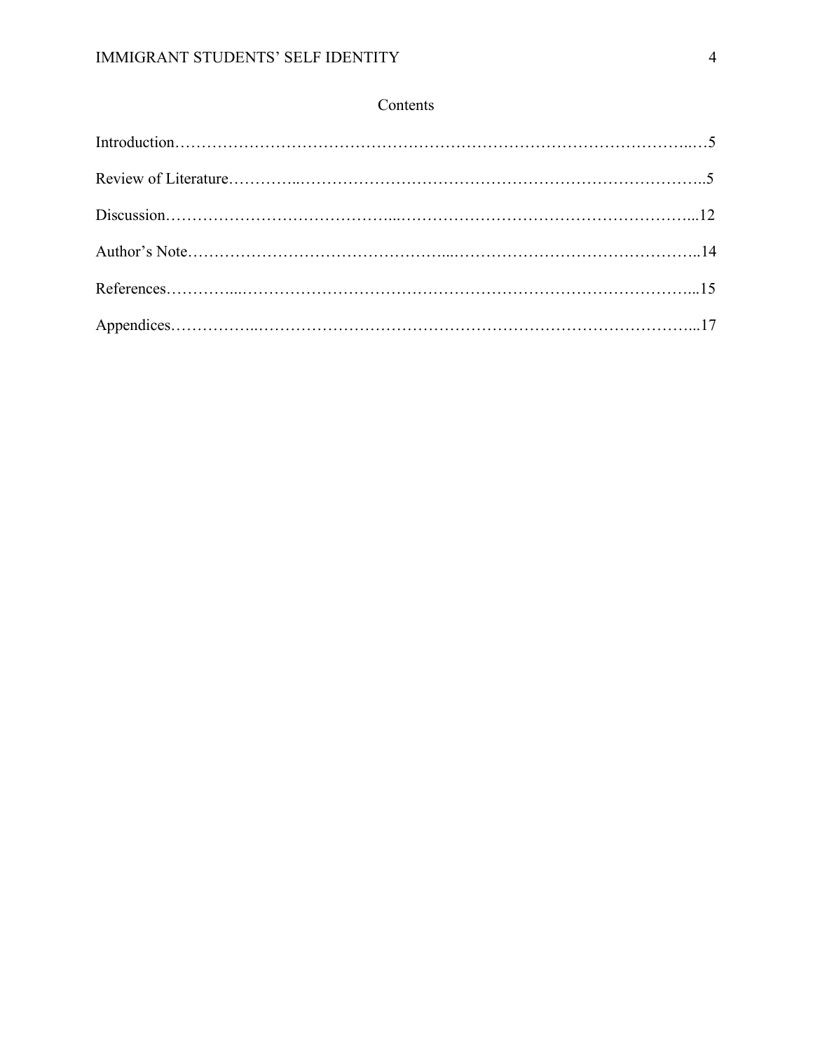# Contents

Introduction……………………………………………………………………………………..…5

Review of Literature…………..…………………………………………………….………..5

Discussion…………………………………..…………………………………………………...12

Author's Note……………………………………….………...………………………….………..14

References…………...…………………………………………………………………………...15

Appendices……………..………………………………………………………………………...17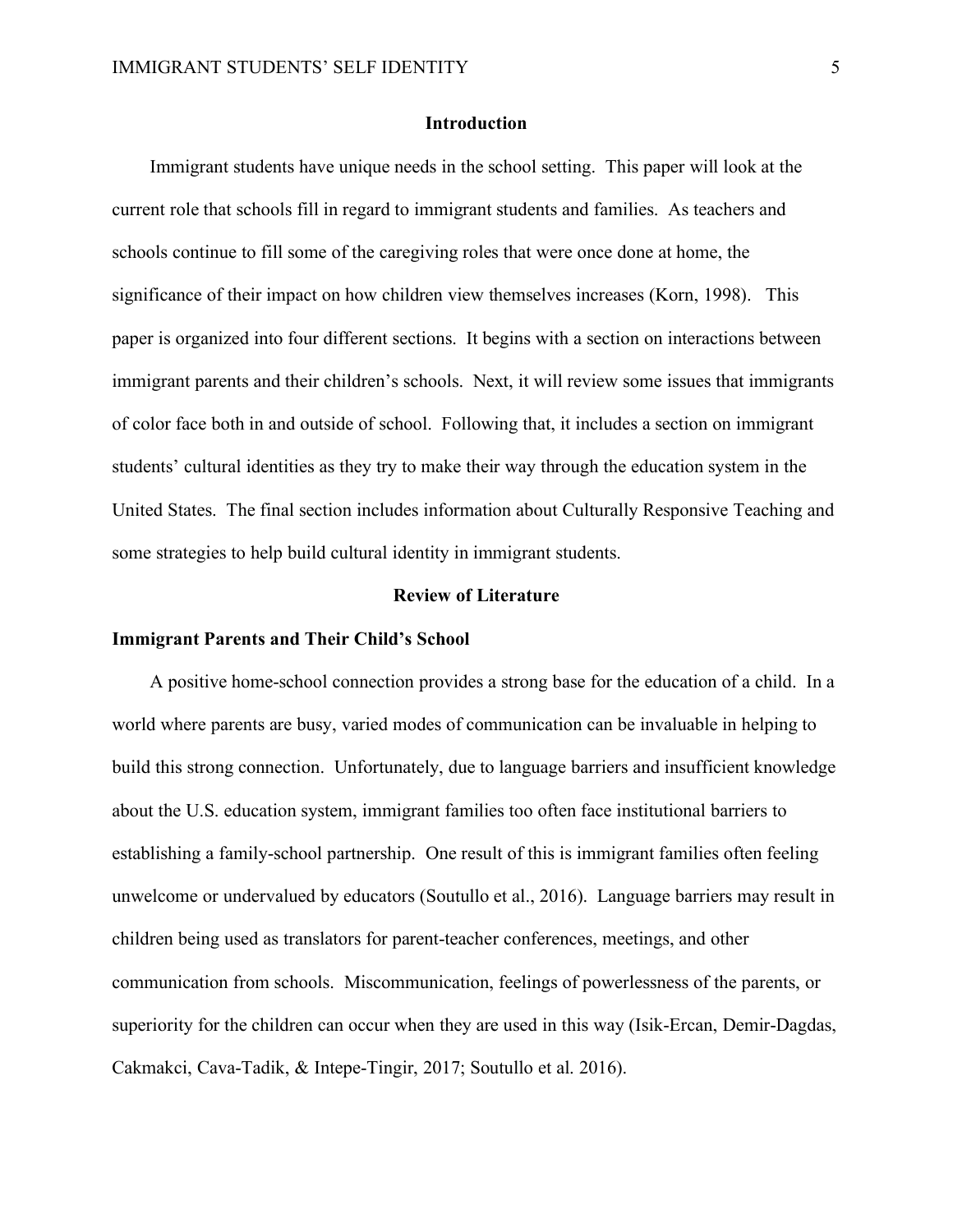## Introduction

Immigrant students have unique needs in the school setting. This paper will look at the current role that schools fill in regard to immigrant students and families. As teachers and schools continue to fill some of the caregiving roles that were once done at home, the significance of their impact on how children view themselves increases (Korn, 1998). This paper is organized into four different sections. It begins with a section on interactions between immigrant parents and their children's schools. Next, it will review some issues that immigrants of color face both in and outside of school. Following that, it includes a section on immigrant students' cultural identities as they try to make their way through the education system in the United States. The final section includes information about Culturally Responsive Teaching and some strategies to help build cultural identity in immigrant students.

## Review of Literature

### Immigrant Parents and Their Child's School

A positive home-school connection provides a strong base for the education of a child. In a world where parents are busy, varied modes of communication can be invaluable in helping to build this strong connection. Unfortunately, due to language barriers and insufficient knowledge about the U.S. education system, immigrant families too often face institutional barriers to establishing a family-school partnership. One result of this is immigrant families often feeling unwelcome or undervalued by educators (Soutullo et al., 2016). Language barriers may result in children being used as translators for parent-teacher conferences, meetings, and other communication from schools. Miscommunication, feelings of powerlessness of the parents, or superiority for the children can occur when they are used in this way (Isik-Ercan, Demir-Dagdas, Cakmakci, Cava-Tadik, & Intepe-Tingir, 2017; Soutullo et al. 2016).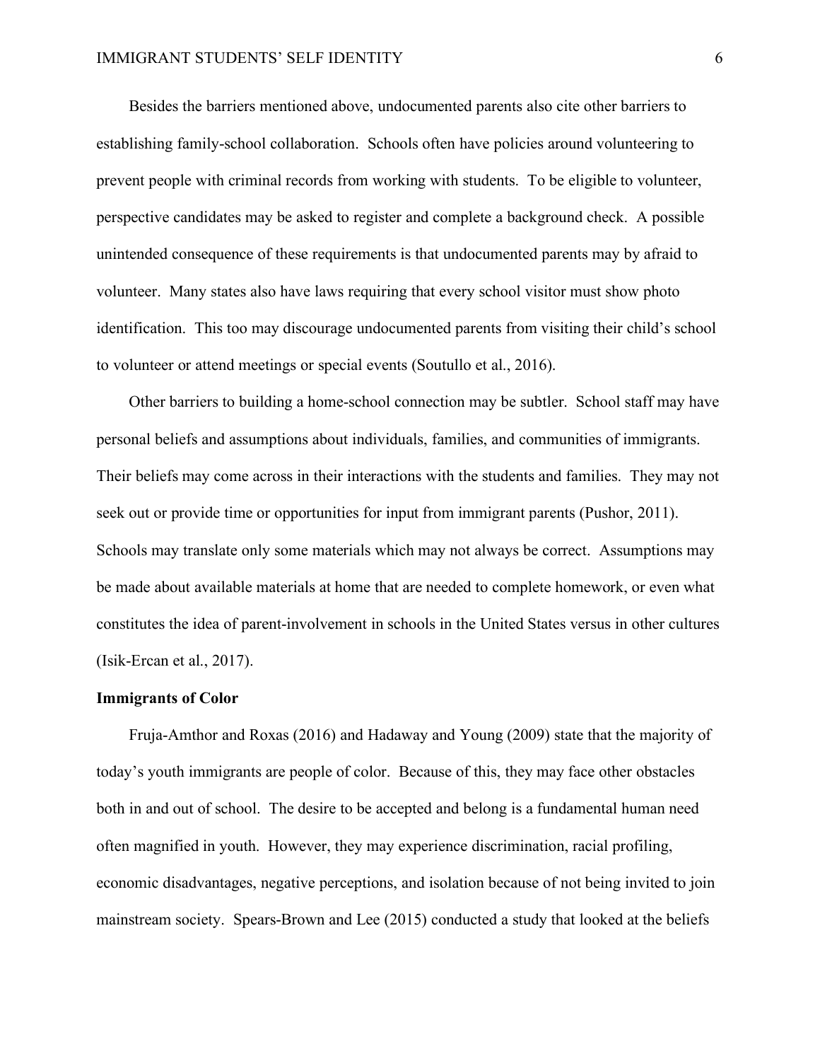Besides the barriers mentioned above, undocumented parents also cite other barriers to establishing family-school collaboration. Schools often have policies around volunteering to prevent people with criminal records from working with students. To be eligible to volunteer, perspective candidates may be asked to register and complete a background check. A possible unintended consequence of these requirements is that undocumented parents may by afraid to volunteer. Many states also have laws requiring that every school visitor must show photo identification. This too may discourage undocumented parents from visiting their child's school to volunteer or attend meetings or special events (Soutullo et al., 2016).

Other barriers to building a home-school connection may be subtler. School staff may have personal beliefs and assumptions about individuals, families, and communities of immigrants. Their beliefs may come across in their interactions with the students and families. They may not seek out or provide time or opportunities for input from immigrant parents (Pushor, 2011). Schools may translate only some materials which may not always be correct. Assumptions may be made about available materials at home that are needed to complete homework, or even what constitutes the idea of parent-involvement in schools in the United States versus in other cultures (Isik-Ercan et al., 2017).

**Immigrants of Color**

Fruja-Amthor and Roxas (2016) and Hadaway and Young (2009) state that the majority of today's youth immigrants are people of color. Because of this, they may face other obstacles both in and out of school. The desire to be accepted and belong is a fundamental human need often magnified in youth. However, they may experience discrimination, racial profiling, economic disadvantages, negative perceptions, and isolation because of not being invited to join mainstream society. Spears-Brown and Lee (2015) conducted a study that looked at the beliefs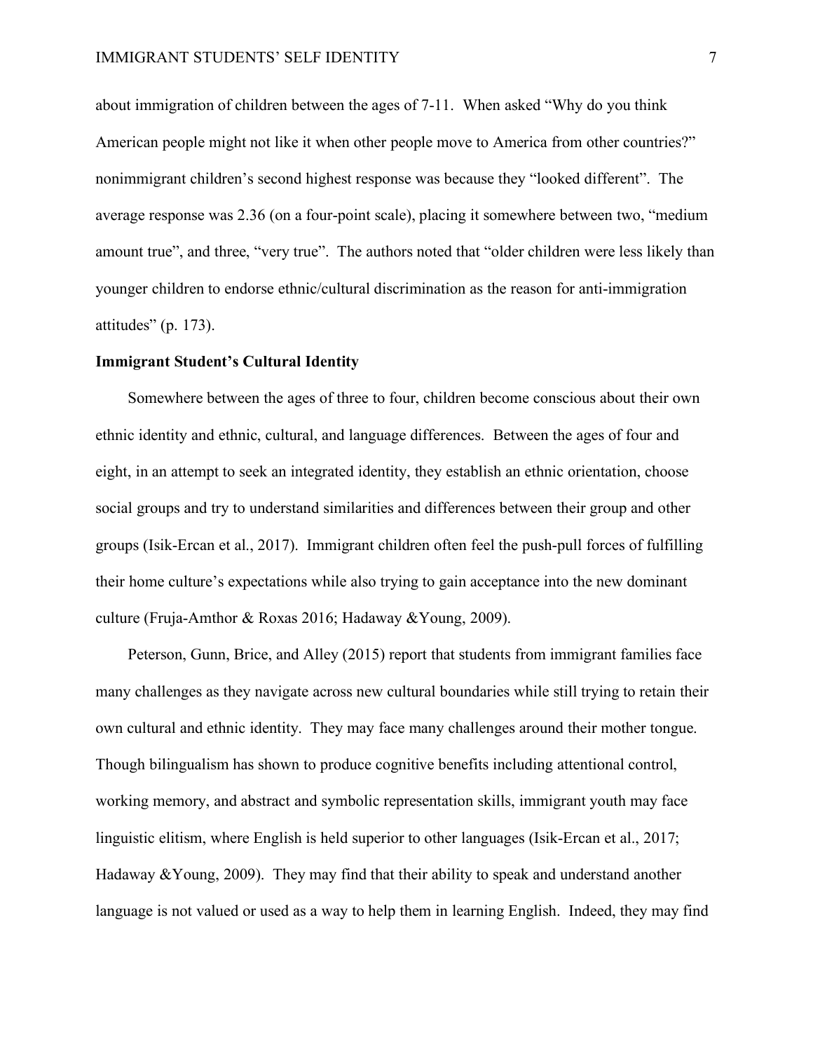about immigration of children between the ages of 7-11. When asked "Why do you think American people might not like it when other people move to America from other countries?" nonimmigrant children's second highest response was because they "looked different". The average response was 2.36 (on a four-point scale), placing it somewhere between two, "medium amount true", and three, "very true". The authors noted that "older children were less likely than younger children to endorse ethnic/cultural discrimination as the reason for anti-immigration attitudes" (p. 173).

**Immigrant Student's Cultural Identity**

Somewhere between the ages of three to four, children become conscious about their own ethnic identity and ethnic, cultural, and language differences. Between the ages of four and eight, in an attempt to seek an integrated identity, they establish an ethnic orientation, choose social groups and try to understand similarities and differences between their group and other groups (Isik-Ercan et al., 2017). Immigrant children often feel the push-pull forces of fulfilling their home culture's expectations while also trying to gain acceptance into the new dominant culture (Fruja-Amthor & Roxas 2016; Hadaway &Young, 2009).

Peterson, Gunn, Brice, and Alley (2015) report that students from immigrant families face many challenges as they navigate across new cultural boundaries while still trying to retain their own cultural and ethnic identity. They may face many challenges around their mother tongue. Though bilingualism has shown to produce cognitive benefits including attentional control, working memory, and abstract and symbolic representation skills, immigrant youth may face linguistic elitism, where English is held superior to other languages (Isik-Ercan et al., 2017; Hadaway &Young, 2009). They may find that their ability to speak and understand another language is not valued or used as a way to help them in learning English. Indeed, they may find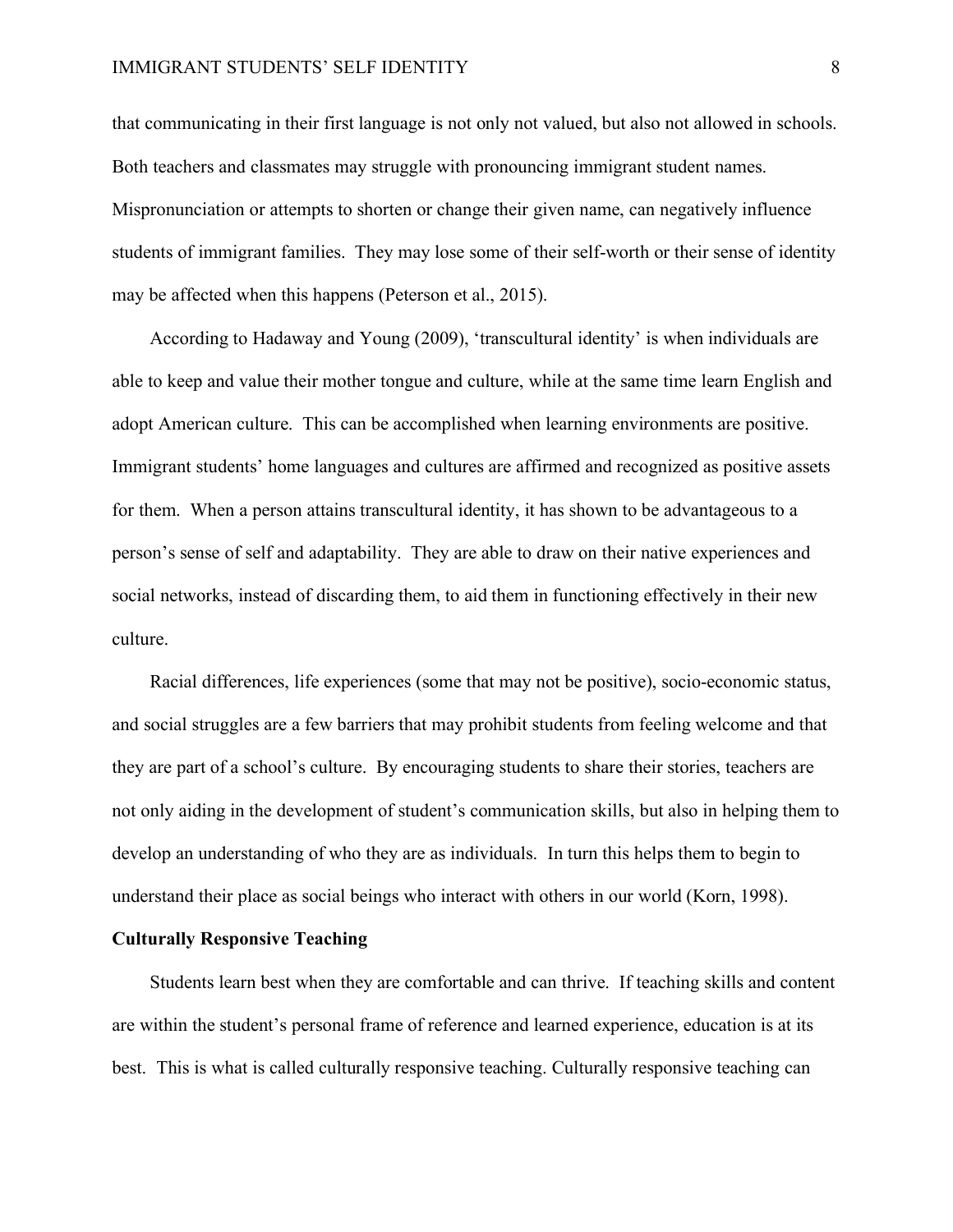that communicating in their first language is not only not valued, but also not allowed in schools. Both teachers and classmates may struggle with pronouncing immigrant student names. Mispronunciation or attempts to shorten or change their given name, can negatively influence students of immigrant families. They may lose some of their self-worth or their sense of identity may be affected when this happens (Peterson et al., 2015).

According to Hadaway and Young (2009), 'transcultural identity' is when individuals are able to keep and value their mother tongue and culture, while at the same time learn English and adopt American culture. This can be accomplished when learning environments are positive. Immigrant students' home languages and cultures are affirmed and recognized as positive assets for them. When a person attains transcultural identity, it has shown to be advantageous to a person's sense of self and adaptability. They are able to draw on their native experiences and social networks, instead of discarding them, to aid them in functioning effectively in their new culture.

Racial differences, life experiences (some that may not be positive), socio-economic status, and social struggles are a few barriers that may prohibit students from feeling welcome and that they are part of a school's culture. By encouraging students to share their stories, teachers are not only aiding in the development of student's communication skills, but also in helping them to develop an understanding of who they are as individuals. In turn this helps them to begin to understand their place as social beings who interact with others in our world (Korn, 1998).

**Culturally Responsive Teaching**

Students learn best when they are comfortable and can thrive. If teaching skills and content are within the student's personal frame of reference and learned experience, education is at its best. This is what is called culturally responsive teaching. Culturally responsive teaching can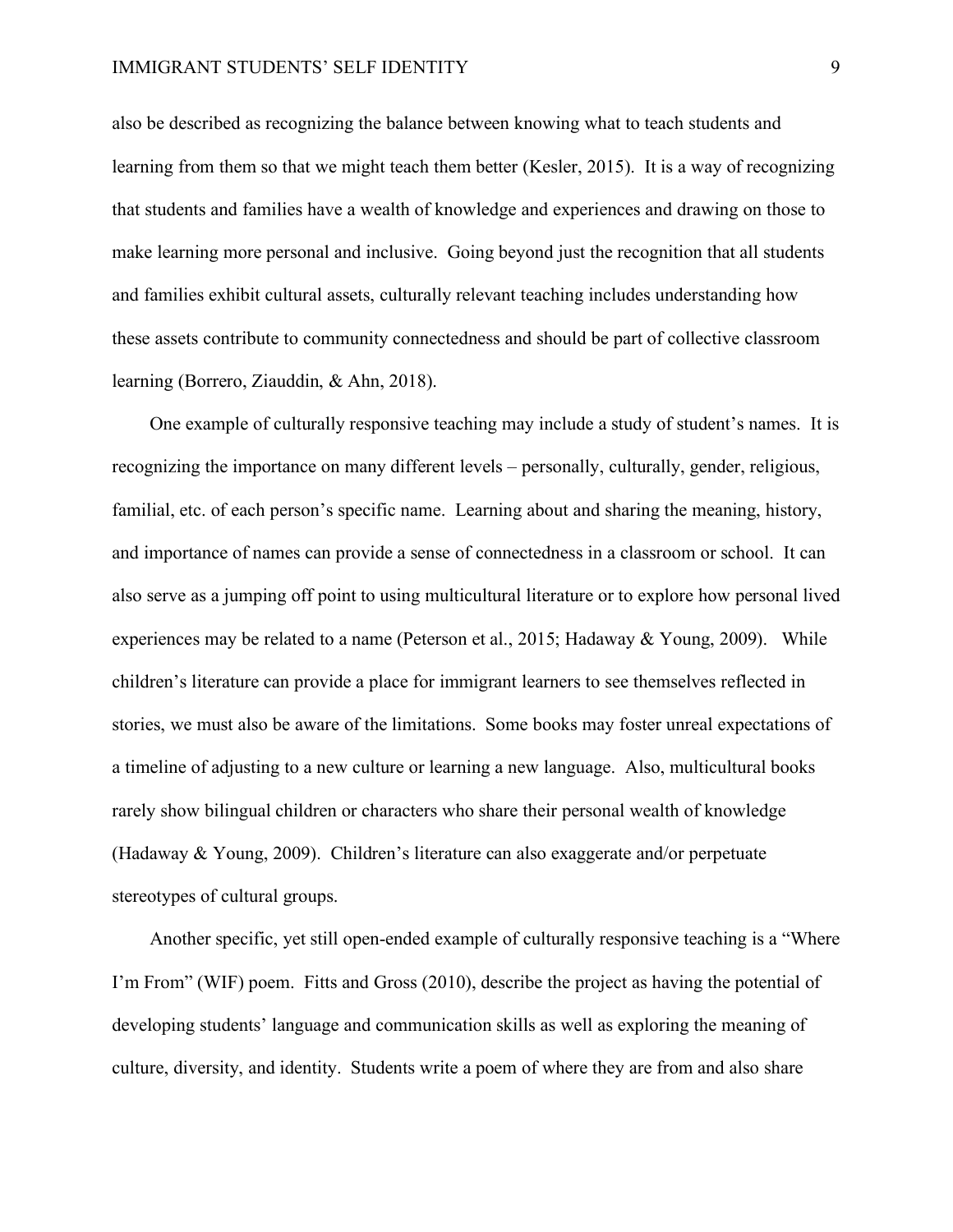also be described as recognizing the balance between knowing what to teach students and learning from them so that we might teach them better (Kesler, 2015). It is a way of recognizing that students and families have a wealth of knowledge and experiences and drawing on those to make learning more personal and inclusive. Going beyond just the recognition that all students and families exhibit cultural assets, culturally relevant teaching includes understanding how these assets contribute to community connectedness and should be part of collective classroom learning (Borrero, Ziauddin, & Ahn, 2018).

One example of culturally responsive teaching may include a study of student's names. It is recognizing the importance on many different levels – personally, culturally, gender, religious, familial, etc. of each person's specific name. Learning about and sharing the meaning, history, and importance of names can provide a sense of connectedness in a classroom or school. It can also serve as a jumping off point to using multicultural literature or to explore how personal lived experiences may be related to a name (Peterson et al., 2015; Hadaway & Young, 2009). While children's literature can provide a place for immigrant learners to see themselves reflected in stories, we must also be aware of the limitations. Some books may foster unreal expectations of a timeline of adjusting to a new culture or learning a new language. Also, multicultural books rarely show bilingual children or characters who share their personal wealth of knowledge (Hadaway & Young, 2009). Children's literature can also exaggerate and/or perpetuate stereotypes of cultural groups.

Another specific, yet still open-ended example of culturally responsive teaching is a "Where I'm From" (WIF) poem. Fitts and Gross (2010), describe the project as having the potential of developing students' language and communication skills as well as exploring the meaning of culture, diversity, and identity. Students write a poem of where they are from and also share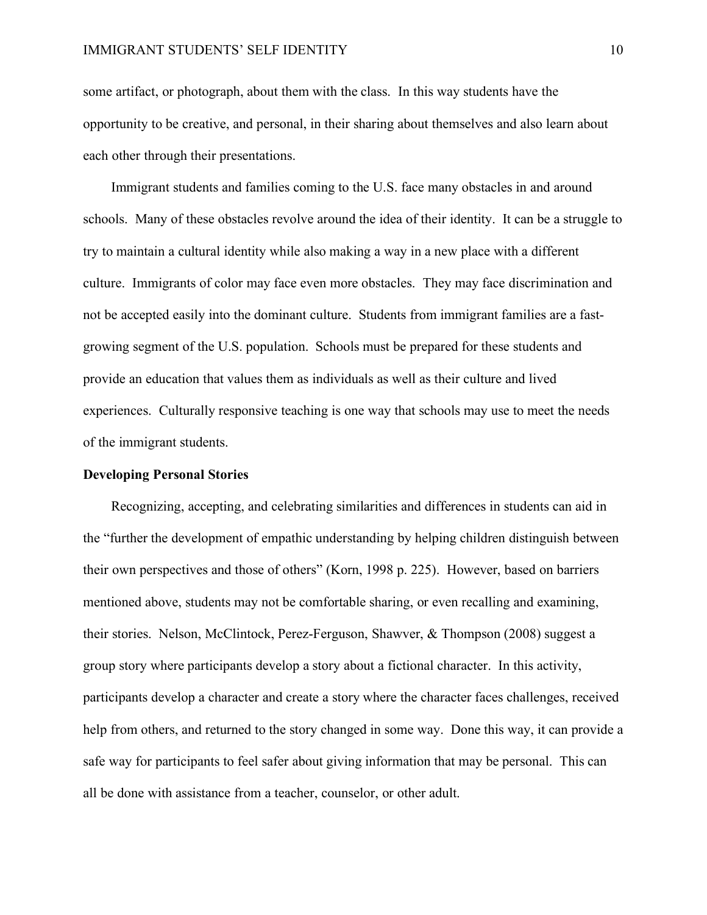some artifact, or photograph, about them with the class. In this way students have the opportunity to be creative, and personal, in their sharing about themselves and also learn about each other through their presentations.

Immigrant students and families coming to the U.S. face many obstacles in and around schools. Many of these obstacles revolve around the idea of their identity. It can be a struggle to try to maintain a cultural identity while also making a way in a new place with a different culture. Immigrants of color may face even more obstacles. They may face discrimination and not be accepted easily into the dominant culture. Students from immigrant families are a fast-growing segment of the U.S. population. Schools must be prepared for these students and provide an education that values them as individuals as well as their culture and lived experiences. Culturally responsive teaching is one way that schools may use to meet the needs of the immigrant students.

**Developing Personal Stories**

Recognizing, accepting, and celebrating similarities and differences in students can aid in the "further the development of empathic understanding by helping children distinguish between their own perspectives and those of others" (Korn, 1998 p. 225). However, based on barriers mentioned above, students may not be comfortable sharing, or even recalling and examining, their stories. Nelson, McClintock, Perez-Ferguson, Shawver, & Thompson (2008) suggest a group story where participants develop a story about a fictional character. In this activity, participants develop a character and create a story where the character faces challenges, received help from others, and returned to the story changed in some way. Done this way, it can provide a safe way for participants to feel safer about giving information that may be personal. This can all be done with assistance from a teacher, counselor, or other adult.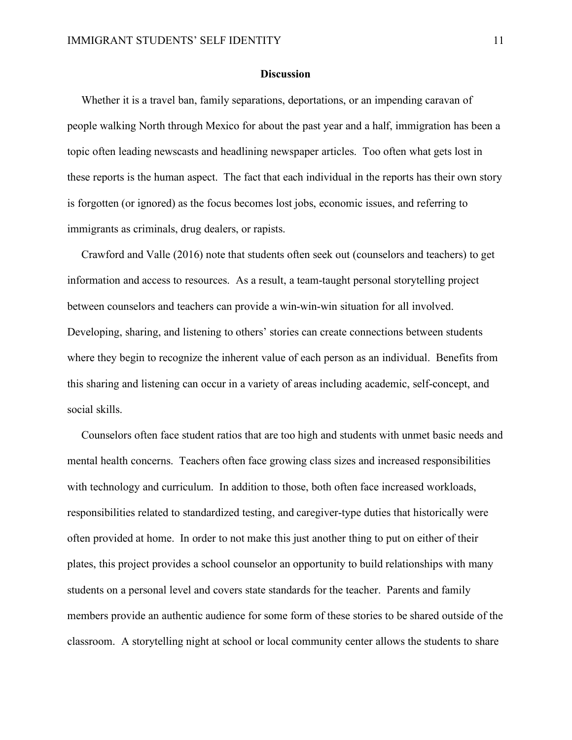## Discussion

Whether it is a travel ban, family separations, deportations, or an impending caravan of people walking North through Mexico for about the past year and a half, immigration has been a topic often leading newscasts and headlining newspaper articles. Too often what gets lost in these reports is the human aspect. The fact that each individual in the reports has their own story is forgotten (or ignored) as the focus becomes lost jobs, economic issues, and referring to immigrants as criminals, drug dealers, or rapists.

Crawford and Valle (2016) note that students often seek out (counselors and teachers) to get information and access to resources. As a result, a team-taught personal storytelling project between counselors and teachers can provide a win-win-win situation for all involved. Developing, sharing, and listening to others' stories can create connections between students where they begin to recognize the inherent value of each person as an individual. Benefits from this sharing and listening can occur in a variety of areas including academic, self-concept, and social skills.

Counselors often face student ratios that are too high and students with unmet basic needs and mental health concerns. Teachers often face growing class sizes and increased responsibilities with technology and curriculum. In addition to those, both often face increased workloads, responsibilities related to standardized testing, and caregiver-type duties that historically were often provided at home. In order to not make this just another thing to put on either of their plates, this project provides a school counselor an opportunity to build relationships with many students on a personal level and covers state standards for the teacher. Parents and family members provide an authentic audience for some form of these stories to be shared outside of the classroom. A storytelling night at school or local community center allows the students to share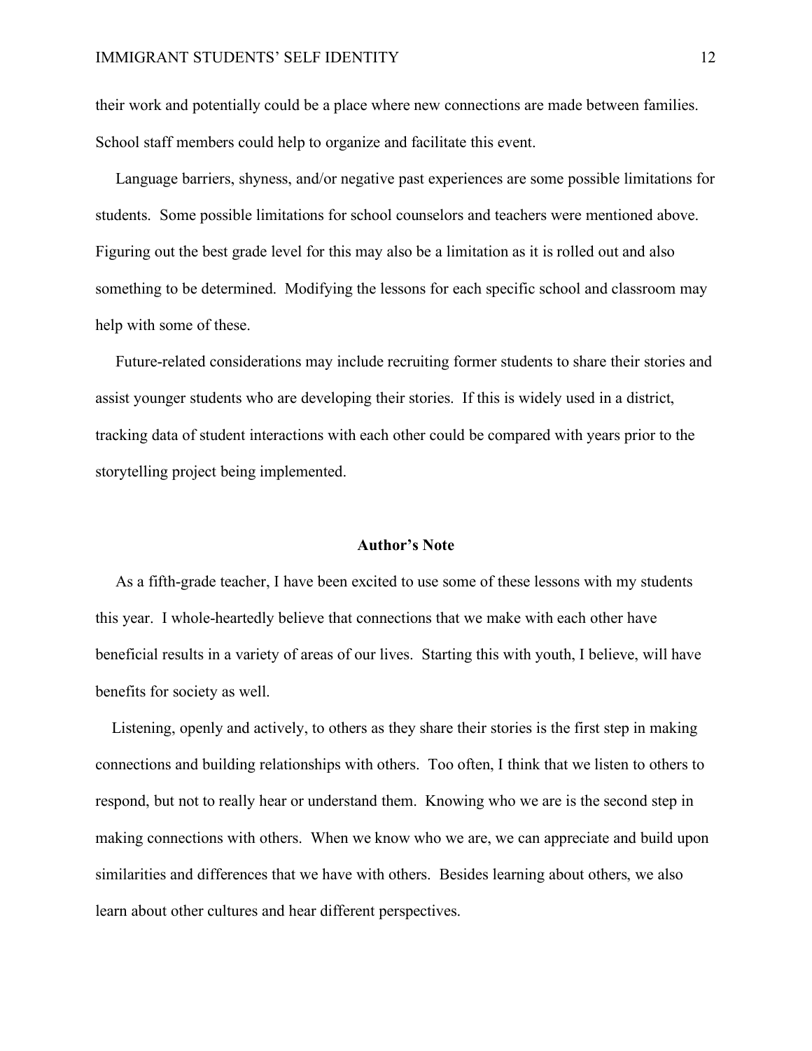their work and potentially could be a place where new connections are made between families. School staff members could help to organize and facilitate this event.

Language barriers, shyness, and/or negative past experiences are some possible limitations for students. Some possible limitations for school counselors and teachers were mentioned above. Figuring out the best grade level for this may also be a limitation as it is rolled out and also something to be determined. Modifying the lessons for each specific school and classroom may help with some of these.

Future-related considerations may include recruiting former students to share their stories and assist younger students who are developing their stories. If this is widely used in a district, tracking data of student interactions with each other could be compared with years prior to the storytelling project being implemented.

## Author's Note

As a fifth-grade teacher, I have been excited to use some of these lessons with my students this year. I whole-heartedly believe that connections that we make with each other have beneficial results in a variety of areas of our lives. Starting this with youth, I believe, will have benefits for society as well.

Listening, openly and actively, to others as they share their stories is the first step in making connections and building relationships with others. Too often, I think that we listen to others to respond, but not to really hear or understand them. Knowing who we are is the second step in making connections with others. When we know who we are, we can appreciate and build upon similarities and differences that we have with others. Besides learning about others, we also learn about other cultures and hear different perspectives.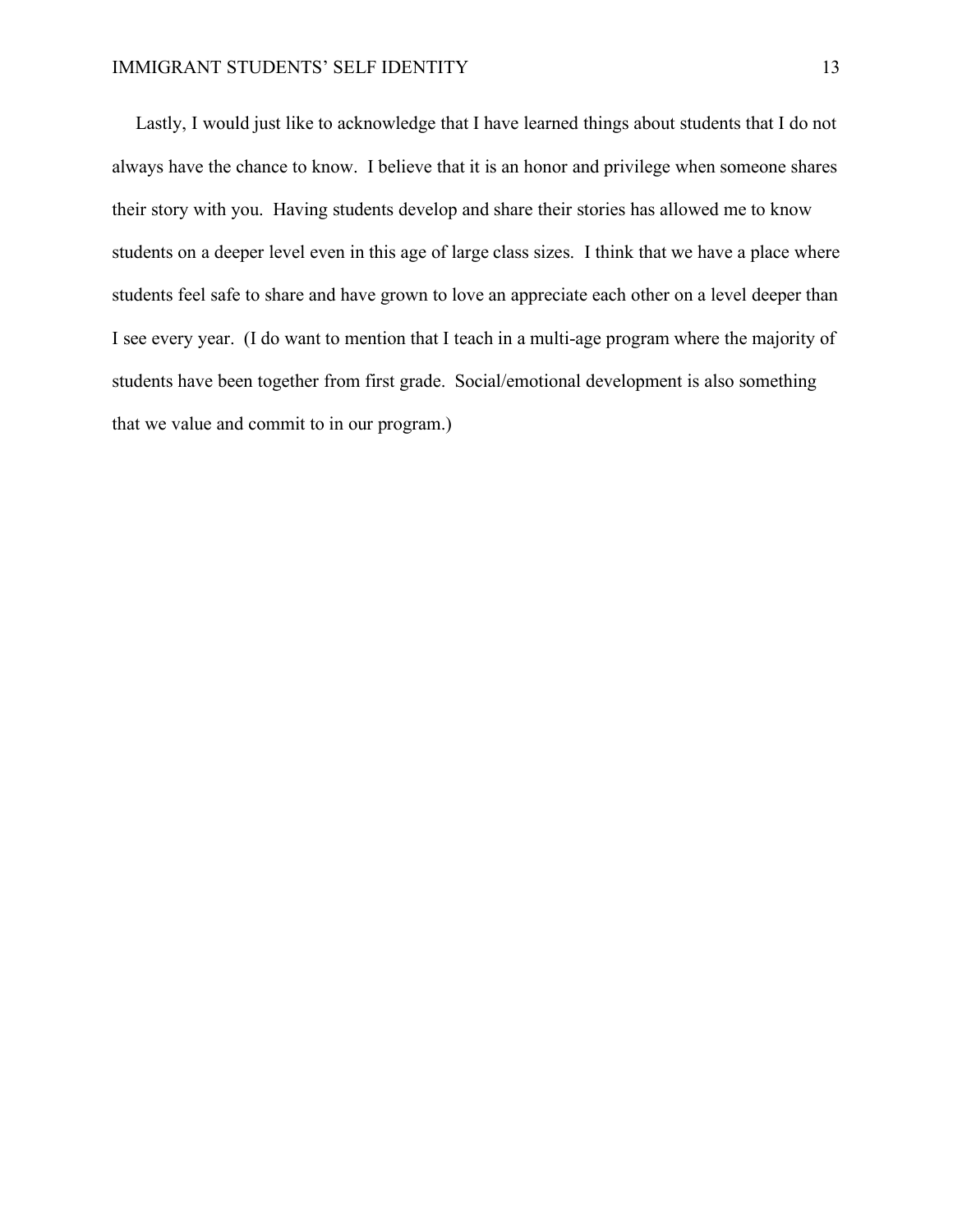Lastly, I would just like to acknowledge that I have learned things about students that I do not always have the chance to know. I believe that it is an honor and privilege when someone shares their story with you. Having students develop and share their stories has allowed me to know students on a deeper level even in this age of large class sizes. I think that we have a place where students feel safe to share and have grown to love an appreciate each other on a level deeper than I see every year. (I do want to mention that I teach in a multi-age program where the majority of students have been together from first grade. Social/emotional development is also something that we value and commit to in our program.)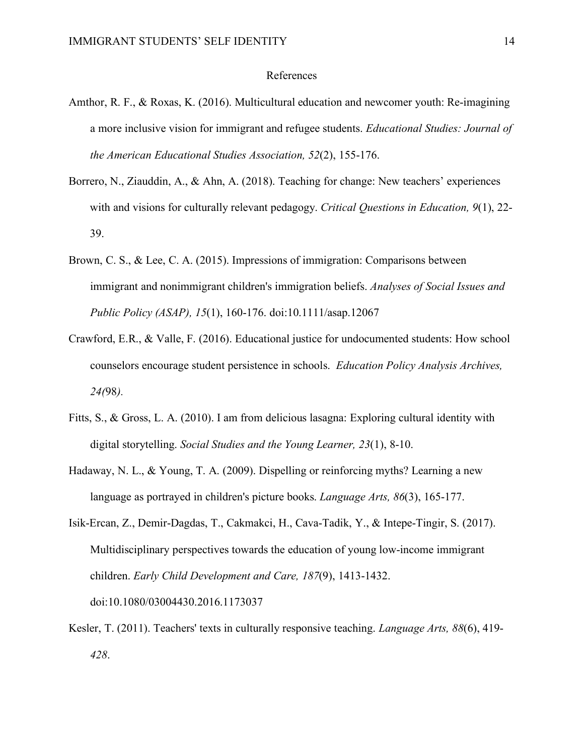# References

Amthor, R. F., & Roxas, K. (2016). Multicultural education and newcomer youth: Re-imagining a more inclusive vision for immigrant and refugee students. *Educational Studies: Journal of the American Educational Studies Association, 52*(2), 155-176.

Borrero, N., Ziauddin, A., & Ahn, A. (2018). Teaching for change: New teachers' experiences with and visions for culturally relevant pedagogy. *Critical Questions in Education, 9*(1), 22-39.

Brown, C. S., & Lee, C. A. (2015). Impressions of immigration: Comparisons between immigrant and nonimmigrant children's immigration beliefs. *Analyses of Social Issues and Public Policy (ASAP), 15*(1), 160-176. doi:10.1111/asap.12067

Crawford, E.R., & Valle, F. (2016). Educational justice for undocumented students: How school counselors encourage student persistence in schools. *Education Policy Analysis Archives, 24(*98*)*.

Fitts, S., & Gross, L. A. (2010). I am from delicious lasagna: Exploring cultural identity with digital storytelling. *Social Studies and the Young Learner, 23*(1), 8-10.

Hadaway, N. L., & Young, T. A. (2009). Dispelling or reinforcing myths? Learning a new language as portrayed in children's picture books. *Language Arts, 86*(3), 165-177.

Isik-Ercan, Z., Demir-Dagdas, T., Cakmakci, H., Cava-Tadik, Y., & Intepe-Tingir, S. (2017). Multidisciplinary perspectives towards the education of young low-income immigrant children. *Early Child Development and Care, 187*(9), 1413-1432. doi:10.1080/03004430.2016.1173037

Kesler, T. (2011). Teachers' texts in culturally responsive teaching. *Language Arts, 88*(6), 419-*428*.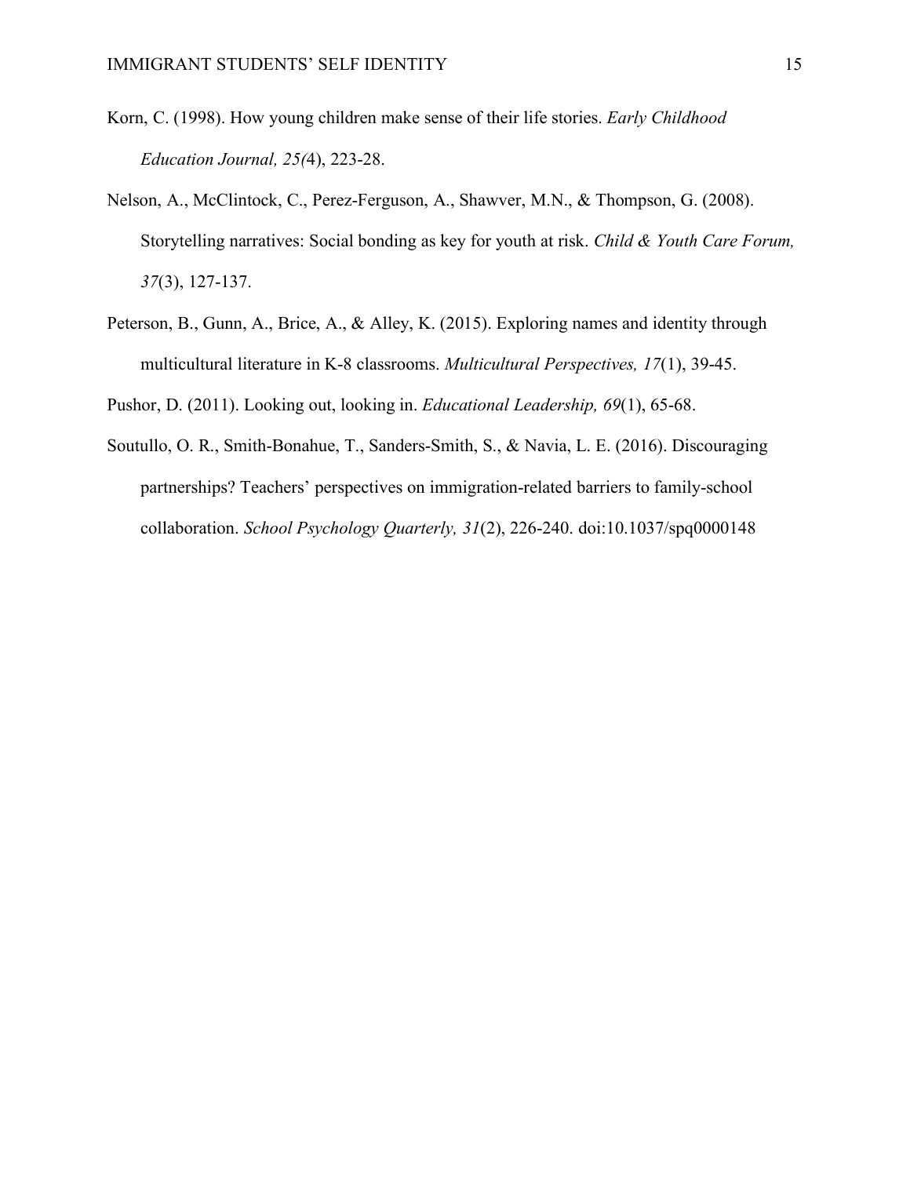Korn, C. (1998). How young children make sense of their life stories. *Early Childhood Education Journal, 25(*4), 223-28.

Nelson, A., McClintock, C., Perez-Ferguson, A., Shawver, M.N., & Thompson, G. (2008). Storytelling narratives: Social bonding as key for youth at risk. *Child & Youth Care Forum, 37*(3), 127-137.

Peterson, B., Gunn, A., Brice, A., & Alley, K. (2015). Exploring names and identity through multicultural literature in K-8 classrooms. *Multicultural Perspectives, 17*(1), 39-45.

Pushor, D. (2011). Looking out, looking in. *Educational Leadership, 69*(1), 65-68.

Soutullo, O. R., Smith-Bonahue, T., Sanders-Smith, S., & Navia, L. E. (2016). Discouraging partnerships? Teachers' perspectives on immigration-related barriers to family-school collaboration. *School Psychology Quarterly, 31*(2), 226-240. doi:10.1037/spq0000148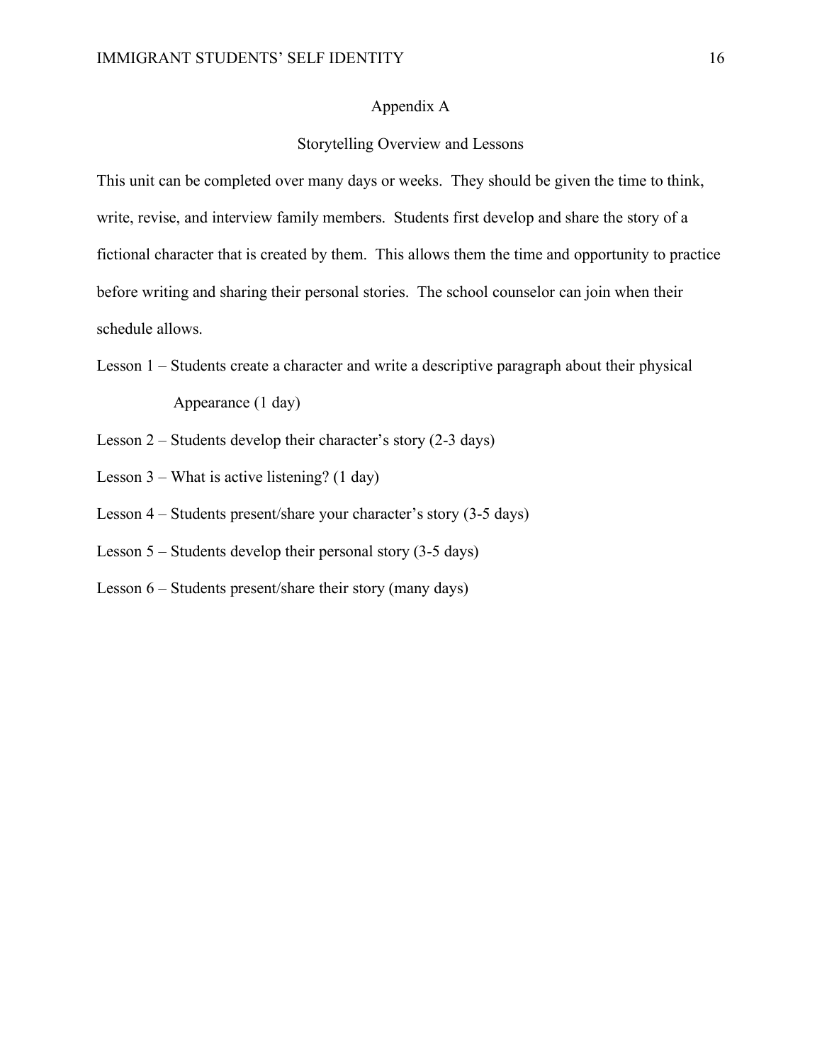# Appendix A

## Storytelling Overview and Lessons

This unit can be completed over many days or weeks. They should be given the time to think, write, revise, and interview family members. Students first develop and share the story of a fictional character that is created by them. This allows them the time and opportunity to practice before writing and sharing their personal stories. The school counselor can join when their schedule allows.

Lesson 1 – Students create a character and write a descriptive paragraph about their physical Appearance (1 day)

Lesson 2 – Students develop their character's story (2-3 days)

Lesson 3 – What is active listening? (1 day)

Lesson 4 – Students present/share your character's story (3-5 days)

Lesson 5 – Students develop their personal story (3-5 days)

Lesson 6 – Students present/share their story (many days)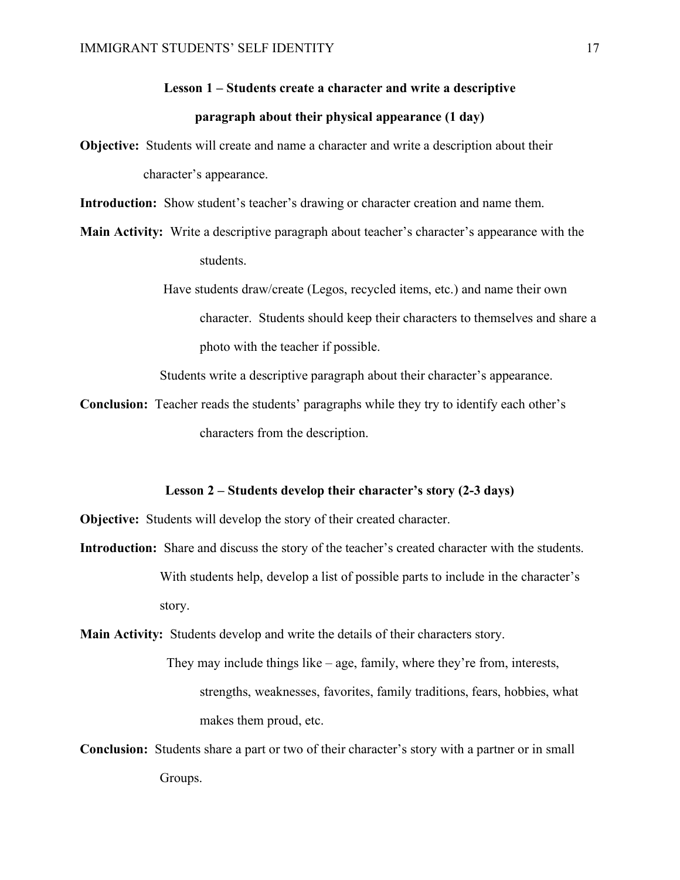**Lesson 1 – Students create a character and write a descriptive paragraph about their physical appearance (1 day)**

**Objective:** Students will create and name a character and write a description about their character's appearance.

**Introduction:** Show student's teacher's drawing or character creation and name them.

**Main Activity:** Write a descriptive paragraph about teacher's character's appearance with the students.

Have students draw/create (Legos, recycled items, etc.) and name their own character. Students should keep their characters to themselves and share a photo with the teacher if possible.

Students write a descriptive paragraph about their character's appearance.

**Conclusion:** Teacher reads the students' paragraphs while they try to identify each other's characters from the description.

**Lesson 2 – Students develop their character's story (2-3 days)**

**Objective:** Students will develop the story of their created character.

**Introduction:** Share and discuss the story of the teacher's created character with the students. With students help, develop a list of possible parts to include in the character's story.

**Main Activity:** Students develop and write the details of their characters story.

They may include things like – age, family, where they're from, interests, strengths, weaknesses, favorites, family traditions, fears, hobbies, what makes them proud, etc.

**Conclusion:** Students share a part or two of their character's story with a partner or in small Groups.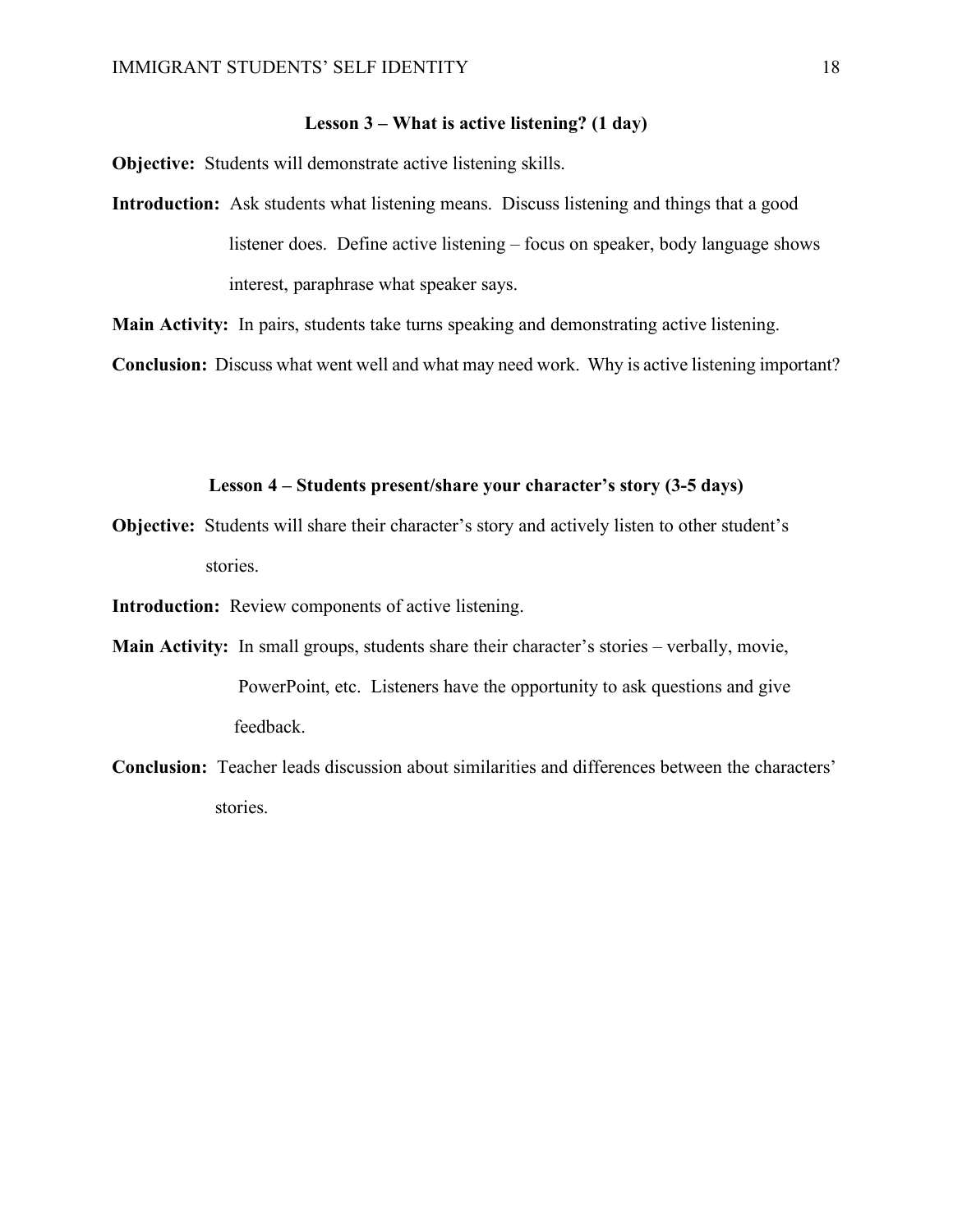**Lesson 3 – What is active listening? (1 day)**

**Objective:** Students will demonstrate active listening skills.

**Introduction:** Ask students what listening means. Discuss listening and things that a good listener does. Define active listening – focus on speaker, body language shows interest, paraphrase what speaker says.

**Main Activity:** In pairs, students take turns speaking and demonstrating active listening.

**Conclusion:** Discuss what went well and what may need work. Why is active listening important?

**Lesson 4 – Students present/share your character's story (3-5 days)**

**Objective:** Students will share their character's story and actively listen to other student's stories.

**Introduction:** Review components of active listening.

**Main Activity:** In small groups, students share their character's stories – verbally, movie, PowerPoint, etc. Listeners have the opportunity to ask questions and give feedback.

**Conclusion:** Teacher leads discussion about similarities and differences between the characters' stories.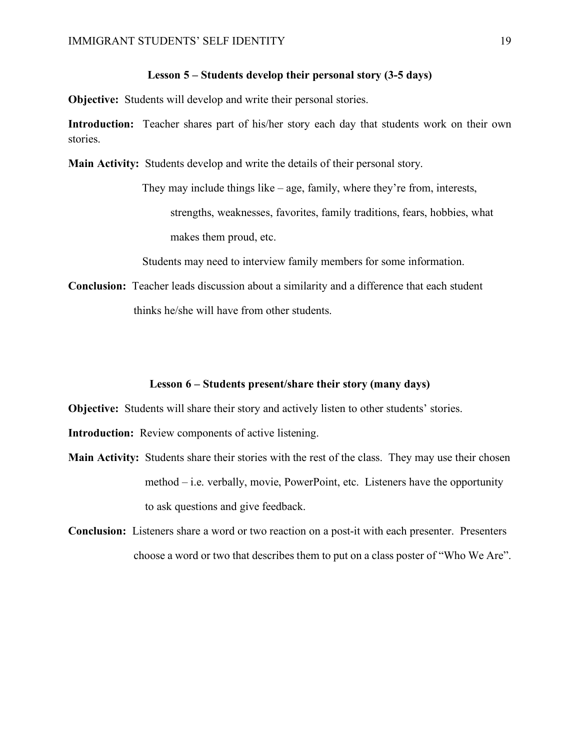**Lesson 5 – Students develop their personal story (3-5 days)**

**Objective:** Students will develop and write their personal stories.

**Introduction:** Teacher shares part of his/her story each day that students work on their own stories.

**Main Activity:** Students develop and write the details of their personal story.

They may include things like – age, family, where they're from, interests, strengths, weaknesses, favorites, family traditions, fears, hobbies, what makes them proud, etc.

Students may need to interview family members for some information.

**Conclusion:** Teacher leads discussion about a similarity and a difference that each student thinks he/she will have from other students.

**Lesson 6 – Students present/share their story (many days)**

**Objective:** Students will share their story and actively listen to other students' stories.

**Introduction:** Review components of active listening.

**Main Activity:** Students share their stories with the rest of the class. They may use their chosen method – i.e. verbally, movie, PowerPoint, etc. Listeners have the opportunity to ask questions and give feedback.

**Conclusion:** Listeners share a word or two reaction on a post-it with each presenter. Presenters choose a word or two that describes them to put on a class poster of "Who We Are".